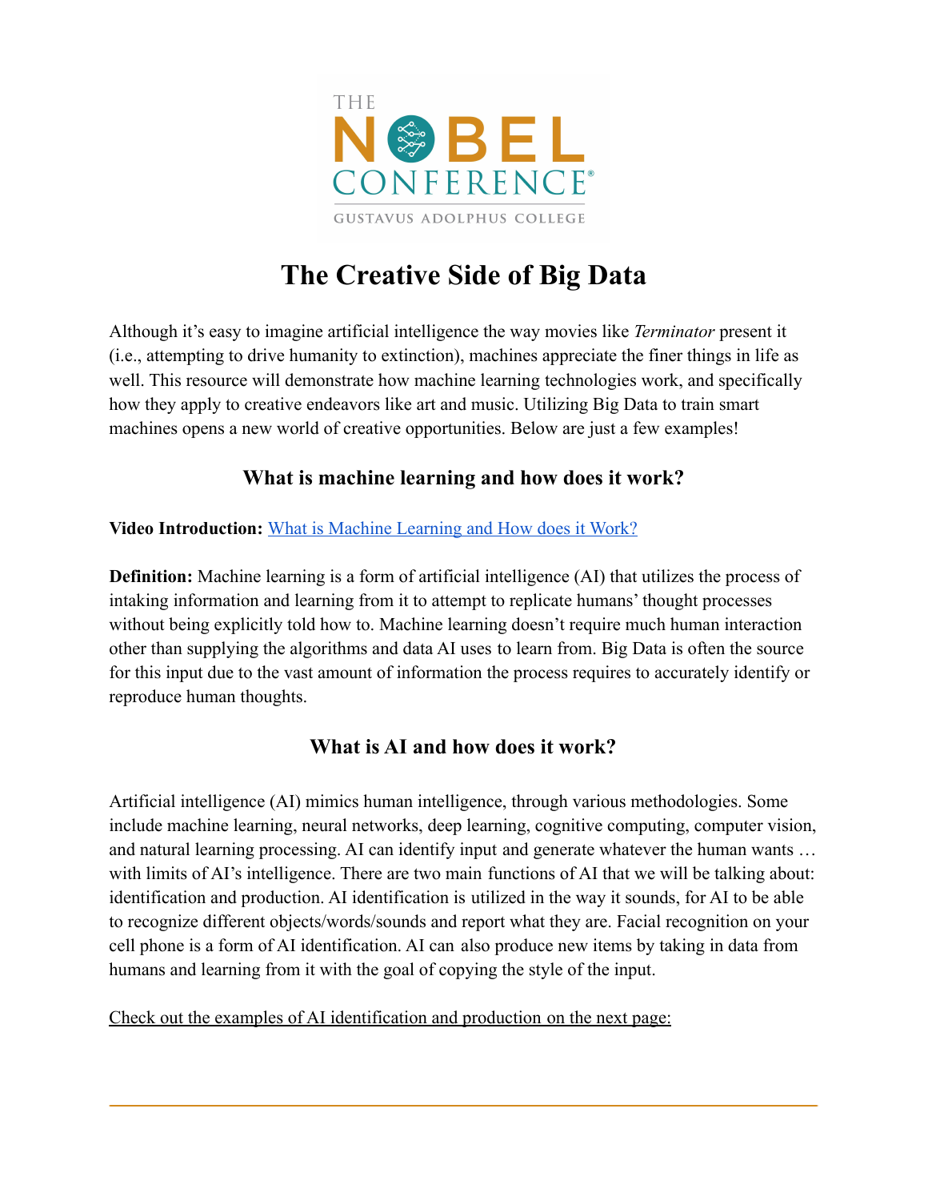# The Creative Side of Big Data

Although it's easy to imagine artificial intelligence the way movies like *Terminator* present it (i.e., attempting to drive humanity to extinction), machines appreciate the finer things in life as well. This resource will demonstrate how machine learning technologies work, and specifically how they apply to creative endeavors like art and music. Utilizing Big Data to train smart machines opens a new world of creative opportunities. Below are just a few examples!

## What is machine learning and how does it work?

**Video Introduction:** What is Machine Learning and How does it Work?

**Definition:** Machine learning is a form of artificial intelligence (AI) that utilizes the process of intaking information and learning from it to attempt to replicate humans' thought processes without being explicitly told how to. Machine learning doesn't require much human interaction other than supplying the algorithms and data AI uses to learn from. Big Data is often the source for this input due to the vast amount of information the process requires to accurately identify or reproduce human thoughts.

## What is AI and how does it work?

Artificial intelligence (AI) mimics human intelligence, through various methodologies. Some include machine learning, neural networks, deep learning, cognitive computing, computer vision, and natural learning processing. AI can identify input and generate whatever the human wants … with limits of AI's intelligence. There are two main functions of AI that we will be talking about: identification and production. AI identification is utilized in the way it sounds, for AI to be able to recognize different objects/words/sounds and report what they are. Facial recognition on your cell phone is a form of AI identification. AI can also produce new items by taking in data from humans and learning from it with the goal of copying the style of the input.

Check out the examples of AI identification and production on the next page: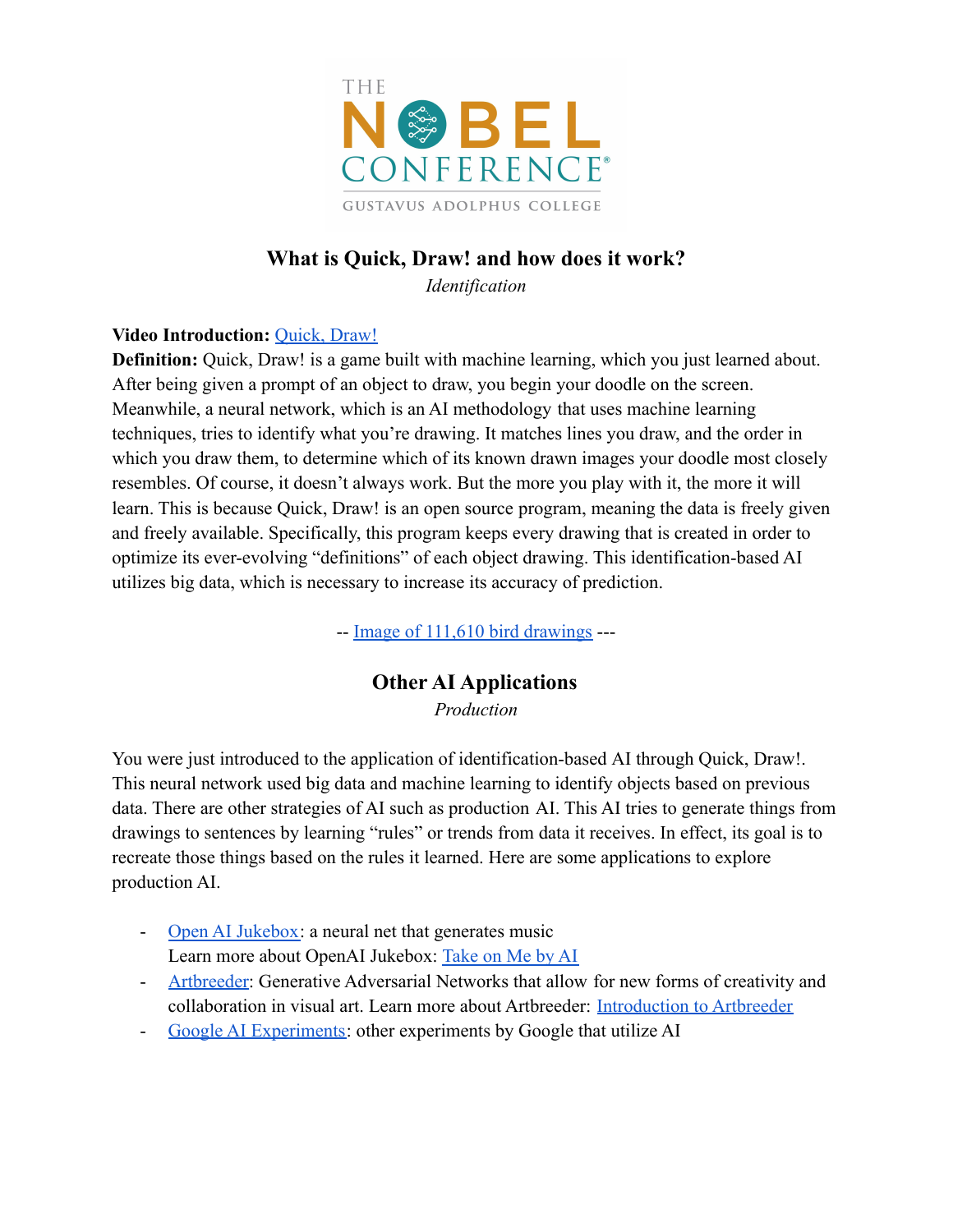## What is Quick, Draw! and how does it work?

*Identification*

**Video Introduction:** [Quick, Draw!]

**Definition:** Quick, Draw! is a game built with machine learning, which you just learned about. After being given a prompt of an object to draw, you begin your doodle on the screen. Meanwhile, a neural network, which is an AI methodology that uses machine learning techniques, tries to identify what you're drawing. It matches lines you draw, and the order in which you draw them, to determine which of its known drawn images your doodle most closely resembles. Of course, it doesn't always work. But the more you play with it, the more it will learn. This is because Quick, Draw! is an open source program, meaning the data is freely given and freely available. Specifically, this program keeps every drawing that is created in order to optimize its ever-evolving "definitions" of each object drawing. This identification-based AI utilizes big data, which is necessary to increase its accuracy of prediction.

-- Image of 111,610 bird drawings ---

## Other AI Applications

*Production*

You were just introduced to the application of identification-based AI through Quick, Draw!. This neural network used big data and machine learning to identify objects based on previous data. There are other strategies of AI such as production AI. This AI tries to generate things from drawings to sentences by learning "rules" or trends from data it receives. In effect, its goal is to recreate those things based on the rules it learned. Here are some applications to explore production AI.

- Open AI Jukebox: a neural net that generates music
  Learn more about OpenAI Jukebox: Take on Me by AI
- Artbreeder: Generative Adversarial Networks that allow for new forms of creativity and collaboration in visual art. Learn more about Artbreeder: Introduction to Artbreeder
- Google AI Experiments: other experiments by Google that utilize AI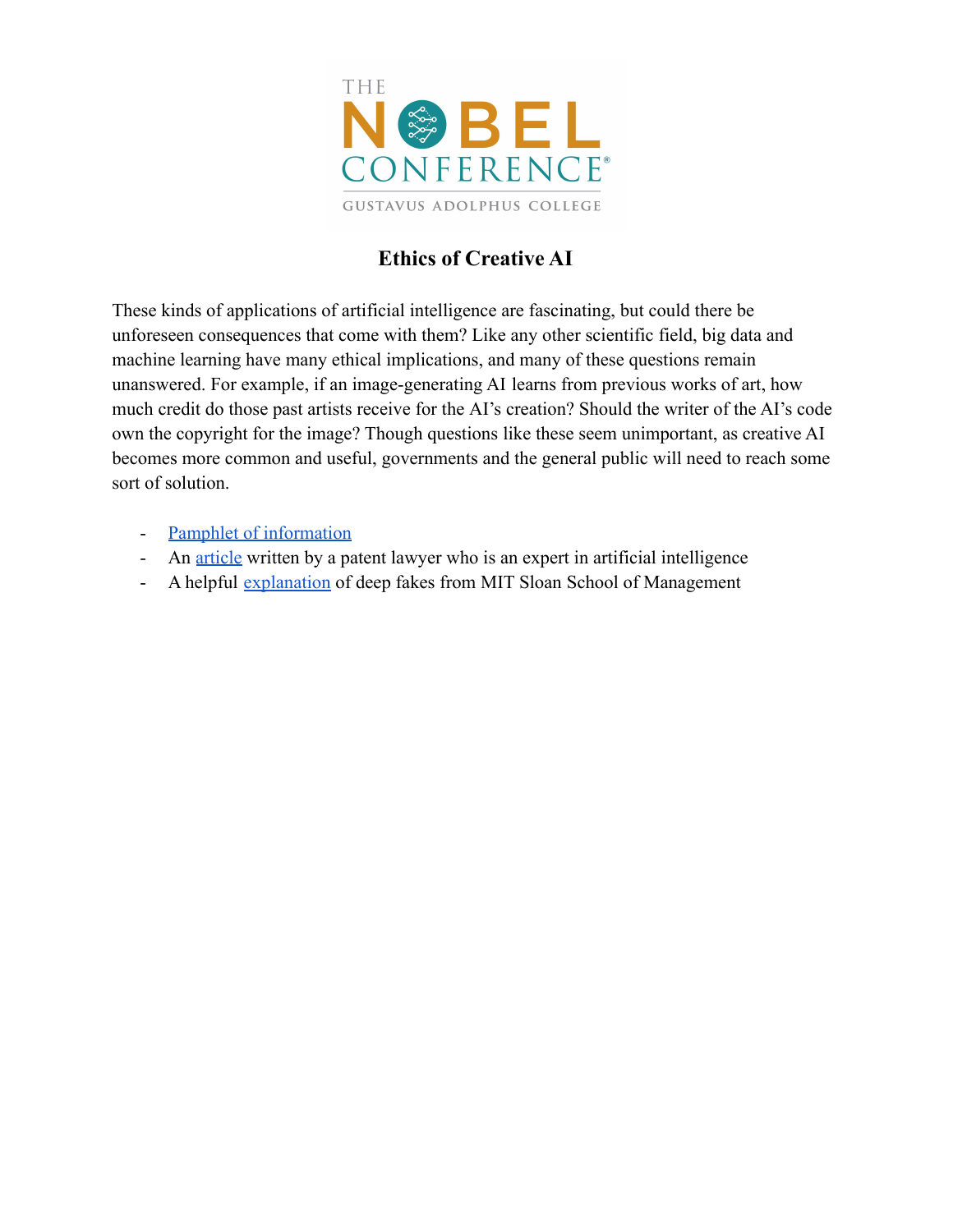# Ethics of Creative AI

These kinds of applications of artificial intelligence are fascinating, but could there be unforeseen consequences that come with them? Like any other scientific field, big data and machine learning have many ethical implications, and many of these questions remain unanswered. For example, if an image-generating AI learns from previous works of art, how much credit do those past artists receive for the AI's creation? Should the writer of the AI's code own the copyright for the image? Though questions like these seem unimportant, as creative AI becomes more common and useful, governments and the general public will need to reach some sort of solution.

- Pamphlet of information
- An article written by a patent lawyer who is an expert in artificial intelligence
- A helpful explanation of deep fakes from MIT Sloan School of Management